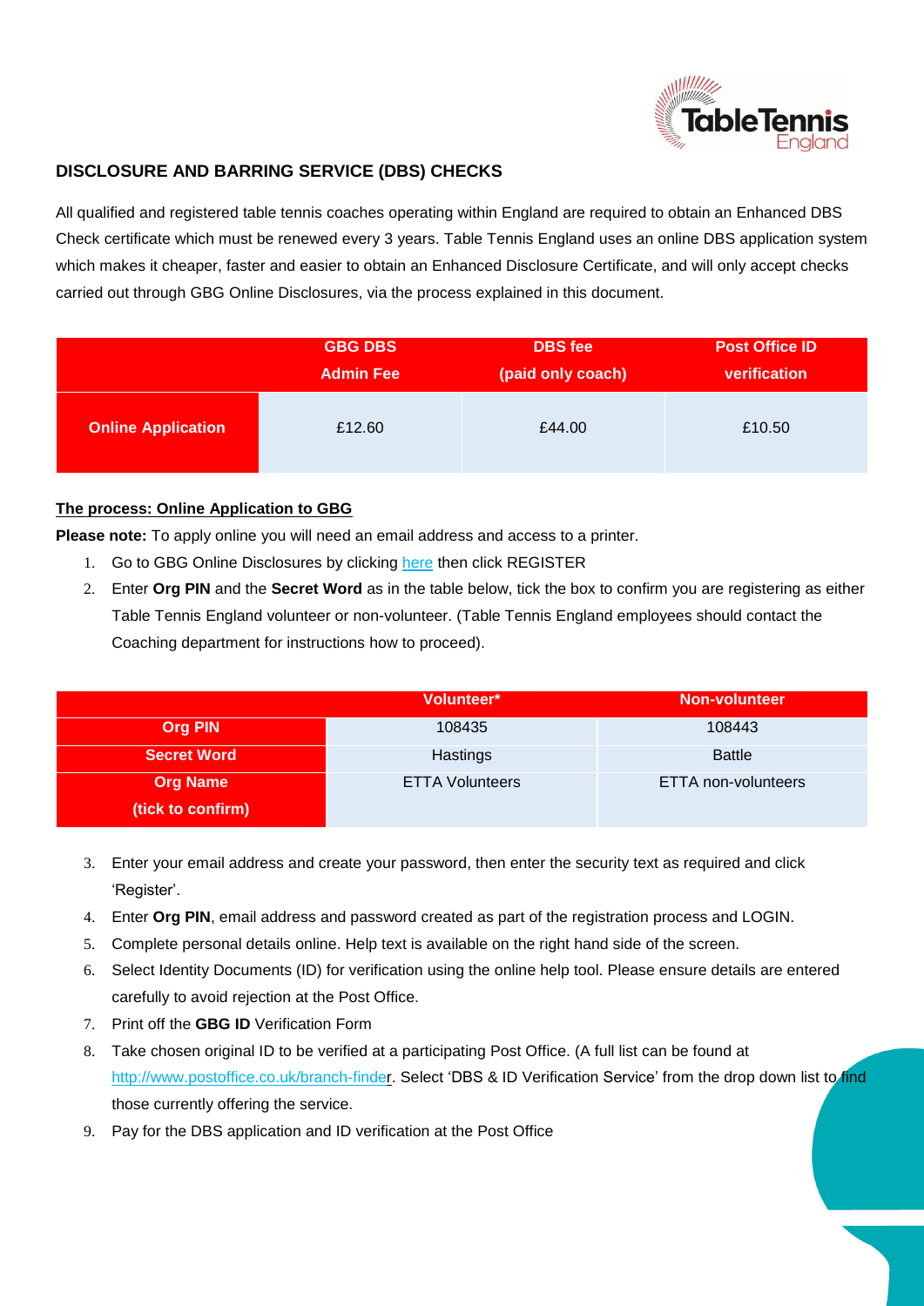## DISCLOSURE AND BARRING SERVICE (DBS) CHECKS

All qualified and registered table tennis coaches operating within England are required to obtain an Enhanced DBS Check certificate which must be renewed every 3 years. Table Tennis England uses an online DBS application system which makes it cheaper, faster and easier to obtain an Enhanced Disclosure Certificate, and will only accept checks carried out through GBG Online Disclosures, via the process explained in this document.

| | GBG DBS Admin Fee | DBS fee (paid only coach) | Post Office ID verification |
|---|---|---|---|
| **Online Application** | £12.60 | £44.00 | £10.50 |

### The process: Online Application to GBG

**Please note:** To apply online you will need an email address and access to a printer.

1. Go to GBG Online Disclosures by clicking here then click REGISTER
2. Enter **Org PIN** and the **Secret Word** as in the table below, tick the box to confirm you are registering as either Table Tennis England volunteer or non-volunteer. (Table Tennis England employees should contact the Coaching department for instructions how to proceed).

| | Volunteer* | Non-volunteer |
|---|---|---|
| **Org PIN** | 108435 | 108443 |
| **Secret Word** | Hastings | Battle |
| **Org Name (tick to confirm)** | ETTA Volunteers | ETTA non-volunteers |

3. Enter your email address and create your password, then enter the security text as required and click 'Register'.
4. Enter **Org PIN**, email address and password created as part of the registration process and LOGIN.
5. Complete personal details online. Help text is available on the right hand side of the screen.
6. Select Identity Documents (ID) for verification using the online help tool. Please ensure details are entered carefully to avoid rejection at the Post Office.
7. Print off the **GBG ID** Verification Form
8. Take chosen original ID to be verified at a participating Post Office. (A full list can be found at http://www.postoffice.co.uk/branch-finder. Select 'DBS & ID Verification Service' from the drop down list to find those currently offering the service.
9. Pay for the DBS application and ID verification at the Post Office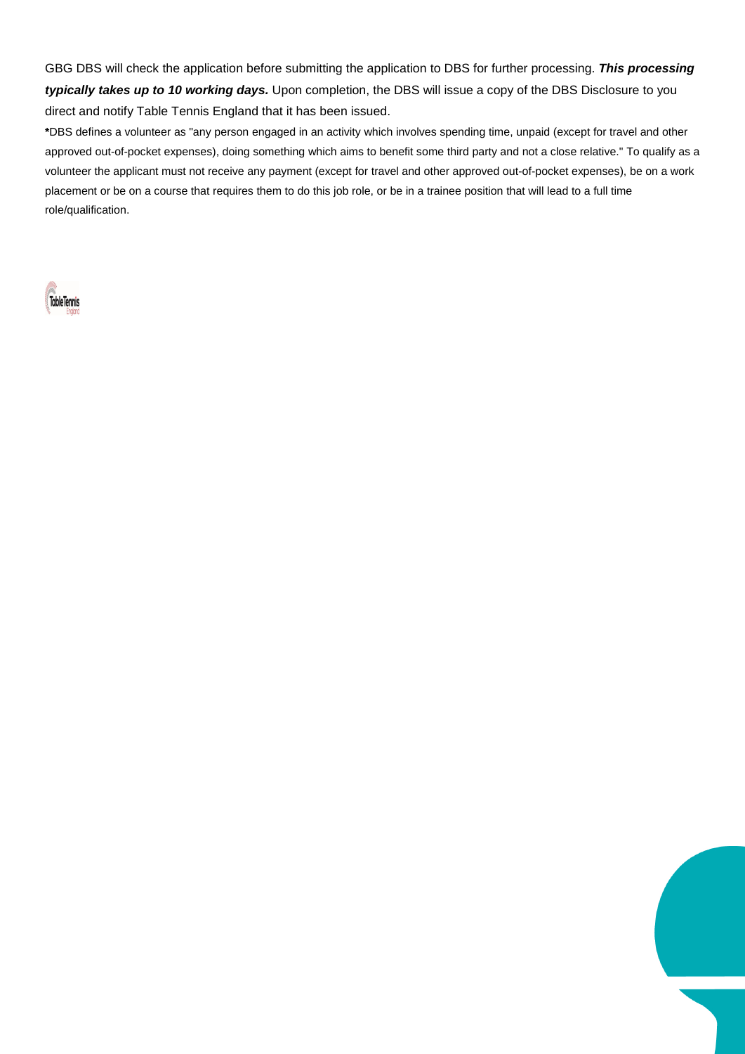GBG DBS will check the application before submitting the application to DBS for further processing. ***This processing typically takes up to 10 working days.*** Upon completion, the DBS will issue a copy of the DBS Disclosure to you direct and notify Table Tennis England that it has been issued.

**\***DBS defines a volunteer as "any person engaged in an activity which involves spending time, unpaid (except for travel and other approved out-of-pocket expenses), doing something which aims to benefit some third party and not a close relative." To qualify as a volunteer the applicant must not receive any payment (except for travel and other approved out-of-pocket expenses), be on a work placement or be on a course that requires them to do this job role, or be in a trainee position that will lead to a full time role/qualification.